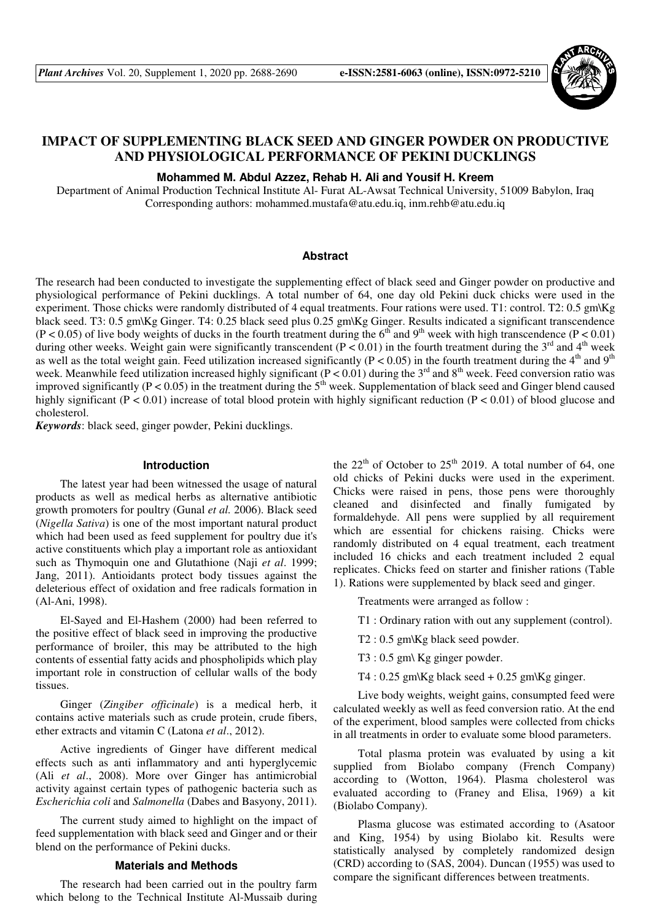# IMPACT OF SUPPLEMENTING BLACK SEED AND GINGER POWDER ON PRODUCTIVE AND PHYSIOLOGICAL PERFORMANCE OF PEKINI DUCKLINGS

**Mohammed M. Abdul Azzez, Rehab H. Ali and Yousif H. Kreem**

Department of Animal Production Technical Institute Al- Furat AL-Awsat Technical University, 51009 Babylon, Iraq
Corresponding authors: mohammed.mustafa@atu.edu.iq, inm.rehb@atu.edu.iq

## Abstract

The research had been conducted to investigate the supplementing effect of black seed and Ginger powder on productive and physiological performance of Pekini ducklings. A total number of 64, one day old Pekini duck chicks were used in the experiment. Those chicks were randomly distributed of 4 equal treatments. Four rations were used. T1: control. T2: 0.5 gm\Kg black seed. T3: 0.5 gm\Kg Ginger. T4: 0.25 black seed plus 0.25 gm\Kg Ginger. Results indicated a significant transcendence ($P < 0.05$) of live body weights of ducks in the fourth treatment during the 6th and 9th week with high transcendence ($P < 0.01$) during other weeks. Weight gain were significantly transcendent ($P < 0.01$) in the fourth treatment during the 3rd and 4th week as well as the total weight gain. Feed utilization increased significantly ($P < 0.05$) in the fourth treatment during the 4th and 9th week. Meanwhile feed utilization increased highly significant ($P < 0.01$) during the 3rd and 8th week. Feed conversion ratio was improved significantly ($P < 0.05$) in the treatment during the 5th week. Supplementation of black seed and Ginger blend caused highly significant ($P < 0.01$) increase of total blood protein with highly significant reduction ($P < 0.01$) of blood glucose and cholesterol.

***Keywords***: black seed, ginger powder, Pekini ducklings.

## Introduction

The latest year had been witnessed the usage of natural products as well as medical herbs as alternative antibiotic growth promoters for poultry (Gunal *et al.* 2006). Black seed (*Nigella Sativa*) is one of the most important natural product which had been used as feed supplement for poultry due it's active constituents which play a important role as antioxidant such as Thymoquin one and Glutathione (Naji *et al*. 1999; Jang, 2011). Antioidants protect body tissues against the deleterious effect of oxidation and free radicals formation in (Al-Ani, 1998).

El-Sayed and El-Hashem (2000) had been referred to the positive effect of black seed in improving the productive performance of broiler, this may be attributed to the high contents of essential fatty acids and phospholipids which play important role in construction of cellular walls of the body tissues.

Ginger (*Zingiber officinale*) is a medical herb, it contains active materials such as crude protein, crude fibers, ether extracts and vitamin C (Latona *et al*., 2012).

Active ingredients of Ginger have different medical effects such as anti inflammatory and anti hyperglycemic (Ali *et al*., 2008). More over Ginger has antimicrobial activity against certain types of pathogenic bacteria such as *Escherichia coli* and *Salmonella* (Dabes and Basyony, 2011).

The current study aimed to highlight on the impact of feed supplementation with black seed and Ginger and or their blend on the performance of Pekini ducks.

## Materials and Methods

The research had been carried out in the poultry farm which belong to the Technical Institute Al-Mussaib during the 22th of October to 25th 2019. A total number of 64, one old chicks of Pekini ducks were used in the experiment. Chicks were raised in pens, those pens were thoroughly cleaned and disinfected and finally fumigated by formaldehyde. All pens were supplied by all requirement which are essential for chickens raising. Chicks were randomly distributed on 4 equal treatment, each treatment included 16 chicks and each treatment included 2 equal replicates. Chicks feed on starter and finisher rations (Table 1). Rations were supplemented by black seed and ginger.

Treatments were arranged as follow :

T1 : Ordinary ration with out any supplement (control).

T2 : 0.5 gm\Kg black seed powder.

T3 : 0.5 gm\ Kg ginger powder.

T4 : 0.25 gm\Kg black seed + 0.25 gm\Kg ginger.

Live body weights, weight gains, consumpted feed were calculated weekly as well as feed conversion ratio. At the end of the experiment, blood samples were collected from chicks in all treatments in order to evaluate some blood parameters.

Total plasma protein was evaluated by using a kit supplied from Biolabo company (French Company) according to (Wotton, 1964). Plasma cholesterol was evaluated according to (Franey and Elisa, 1969) a kit (Biolabo Company).

Plasma glucose was estimated according to (Asatoor and King, 1954) by using Biolabo kit. Results were statistically analysed by completely randomized design (CRD) according to (SAS, 2004). Duncan (1955) was used to compare the significant differences between treatments.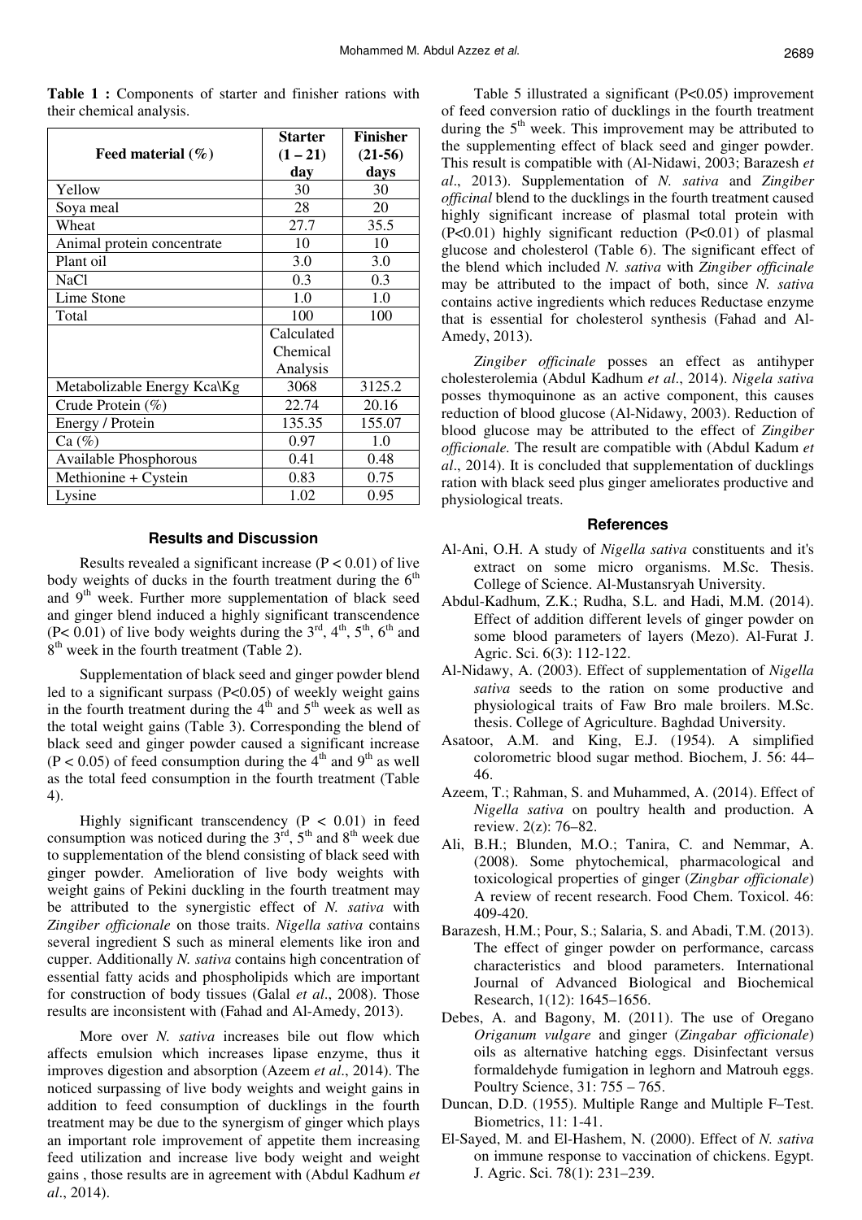**Table 1 :** Components of starter and finisher rations with their chemical analysis.

| Feed material (%) | Starter (1 – 21) day | Finisher (21-56) days |
|---|---|---|
| Yellow | 30 | 30 |
| Soya meal | 28 | 20 |
| Wheat | 27.7 | 35.5 |
| Animal protein concentrate | 10 | 10 |
| Plant oil | 3.0 | 3.0 |
| NaCl | 0.3 | 0.3 |
| Lime Stone | 1.0 | 1.0 |
| Total | 100 | 100 |
| | Calculated Chemical Analysis | |
| Metabolizable Energy Kca\Kg | 3068 | 3125.2 |
| Crude Protein (%) | 22.74 | 20.16 |
| Energy / Protein | 135.35 | 155.07 |
| Ca (%) | 0.97 | 1.0 |
| Available Phosphorous | 0.41 | 0.48 |
| Methionine + Cystein | 0.83 | 0.75 |
| Lysine | 1.02 | 0.95 |

## Results and Discussion

Results revealed a significant increase ($P < 0.01$) of live body weights of ducks in the fourth treatment during the 6th and 9th week. Further more supplementation of black seed and ginger blend induced a highly significant transcendence ($P < 0.01$) of live body weights during the 3rd, 4th, 5th, 6th and 8th week in the fourth treatment (Table 2).

Supplementation of black seed and ginger powder blend led to a significant surpass ($P<0.05$) of weekly weight gains in the fourth treatment during the 4th and 5th week as well as the total weight gains (Table 3). Corresponding the blend of black seed and ginger powder caused a significant increase ($P < 0.05$) of feed consumption during the 4th and 9th as well as the total feed consumption in the fourth treatment (Table 4).

Highly significant transcendency ($P < 0.01$) in feed consumption was noticed during the 3rd, 5th and 8th week due to supplementation of the blend consisting of black seed with ginger powder. Amelioration of live body weights with weight gains of Pekini duckling in the fourth treatment may be attributed to the synergistic effect of *N. sativa* with *Zingiber officionale* on those traits. *Nigella sativa* contains several ingredient S such as mineral elements like iron and cupper. Additionally *N. sativa* contains high concentration of essential fatty acids and phospholipids which are important for construction of body tissues (Galal *et al*., 2008). Those results are inconsistent with (Fahad and Al-Amedy, 2013).

More over *N. sativa* increases bile out flow which affects emulsion which increases lipase enzyme, thus it improves digestion and absorption (Azeem *et al*., 2014). The noticed surpassing of live body weights and weight gains in addition to feed consumption of ducklings in the fourth treatment may be due to the synergism of ginger which plays an important role improvement of appetite them increasing feed utilization and increase live body weight and weight gains , those results are in agreement with (Abdul Kadhum *et al*., 2014).

Table 5 illustrated a significant ($P<0.05$) improvement of feed conversion ratio of ducklings in the fourth treatment during the 5th week. This improvement may be attributed to the supplementing effect of black seed and ginger powder. This result is compatible with (Al-Nidawi, 2003; Barazesh *et al*., 2013). Supplementation of *N. sativa* and *Zingiber officinal* blend to the ducklings in the fourth treatment caused highly significant increase of plasmal total protein with ($P<0.01$) highly significant reduction ($P<0.01$) of plasmal glucose and cholesterol (Table 6). The significant effect of the blend which included *N. sativa* with *Zingiber officinale* may be attributed to the impact of both, since *N. sativa* contains active ingredients which reduces Reductase enzyme that is essential for cholesterol synthesis (Fahad and Al-Amedy, 2013).

*Zingiber officinale* posses an effect as antihyper cholesterolemia (Abdul Kadhum *et al*., 2014). *Nigela sativa* posses thymoquinone as an active component, this causes reduction of blood glucose (Al-Nidawy, 2003). Reduction of blood glucose may be attributed to the effect of *Zingiber officionale.* The result are compatible with (Abdul Kadum *et al*., 2014). It is concluded that supplementation of ducklings ration with black seed plus ginger ameliorates productive and physiological treats.

## References

Al-Ani, O.H. A study of *Nigella sativa* constituents and it's extract on some micro organisms. M.Sc. Thesis. College of Science. Al-Mustansryah University.

Abdul-Kadhum, Z.K.; Rudha, S.L. and Hadi, M.M. (2014). Effect of addition different levels of ginger powder on some blood parameters of layers (Mezo). Al-Furat J. Agric. Sci. 6(3): 112-122.

Al-Nidawy, A. (2003). Effect of supplementation of *Nigella sativa* seeds to the ration on some productive and physiological traits of Faw Bro male broilers. M.Sc. thesis. College of Agriculture. Baghdad University.

Asatoor, A.M. and King, E.J. (1954). A simplified colorometric blood sugar method. Biochem, J. 56: 44–46.

Azeem, T.; Rahman, S. and Muhammed, A. (2014). Effect of *Nigella sativa* on poultry health and production. A review. 2(z): 76–82.

Ali, B.H.; Blunden, M.O.; Tanira, C. and Nemmar, A. (2008). Some phytochemical, pharmacological and toxicological properties of ginger (*Zingbar officionale*) A review of recent research. Food Chem. Toxicol. 46: 409-420.

Barazesh, H.M.; Pour, S.; Salaria, S. and Abadi, T.M. (2013). The effect of ginger powder on performance, carcass characteristics and blood parameters. International Journal of Advanced Biological and Biochemical Research, 1(12): 1645–1656.

Debes, A. and Bagony, M. (2011). The use of Oregano *Origanum vulgare* and ginger (*Zingabar officionale*) oils as alternative hatching eggs. Disinfectant versus formaldehyde fumigation in leghorn and Matrouh eggs. Poultry Science, 31: 755 – 765.

Duncan, D.D. (1955). Multiple Range and Multiple F–Test. Biometrics, 11: 1-41.

El-Sayed, M. and El-Hashem, N. (2000). Effect of *N. sativa* on immune response to vaccination of chickens. Egypt. J. Agric. Sci. 78(1): 231–239.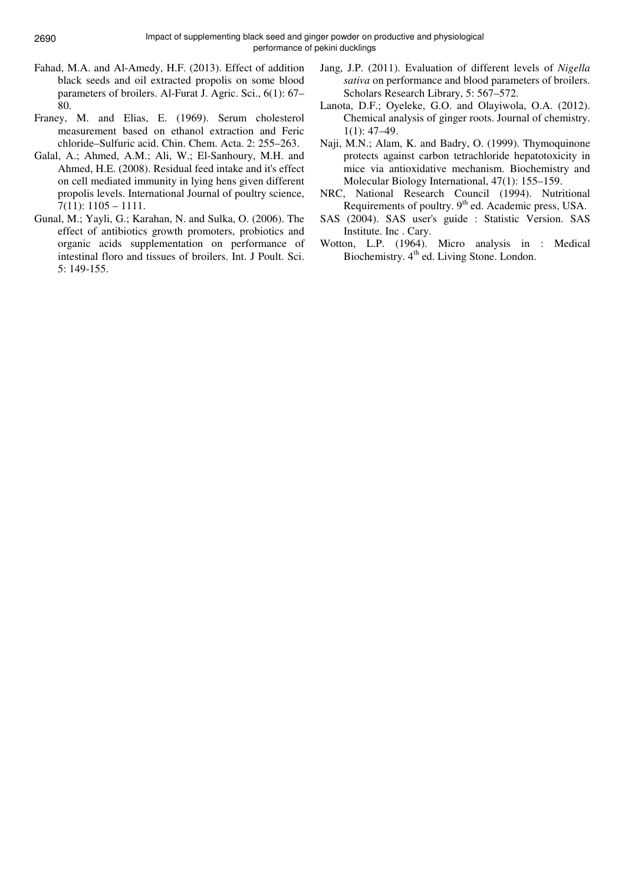Fahad, M.A. and Al-Amedy, H.F. (2013). Effect of addition black seeds and oil extracted propolis on some blood parameters of broilers. Al-Furat J. Agric. Sci., 6(1): 67–80.

Franey, M. and Elias, E. (1969). Serum cholesterol measurement based on ethanol extraction and Feric chloride–Sulfuric acid. Chin. Chem. Acta. 2: 255–263.

Galal, A.; Ahmed, A.M.; Ali, W.; El-Sanhoury, M.H. and Ahmed, H.E. (2008). Residual feed intake and it's effect on cell mediated immunity in lying hens given different propolis levels. International Journal of poultry science, 7(11): 1105 – 1111.

Gunal, M.; Yayli, G.; Karahan, N. and Sulka, O. (2006). The effect of antibiotics growth promoters, probiotics and organic acids supplementation on performance of intestinal floro and tissues of broilers. Int. J Poult. Sci. 5: 149-155.

Jang, J.P. (2011). Evaluation of different levels of *Nigella sativa* on performance and blood parameters of broilers. Scholars Research Library, 5: 567–572.

Lanota, D.F.; Oyeleke, G.O. and Olayiwola, O.A. (2012). Chemical analysis of ginger roots. Journal of chemistry. 1(1): 47–49.

Naji, M.N.; Alam, K. and Badry, O. (1999). Thymoquinone protects against carbon tetrachloride hepatotoxicity in mice via antioxidative mechanism. Biochemistry and Molecular Biology International, 47(1): 155–159.

NRC, National Research Council (1994). Nutritional Requirements of poultry. 9$^{th}$ ed. Academic press, USA.

SAS (2004). SAS user's guide : Statistic Version. SAS Institute. Inc . Cary.

Wotton, L.P. (1964). Micro analysis in : Medical Biochemistry. 4$^{th}$ ed. Living Stone. London.